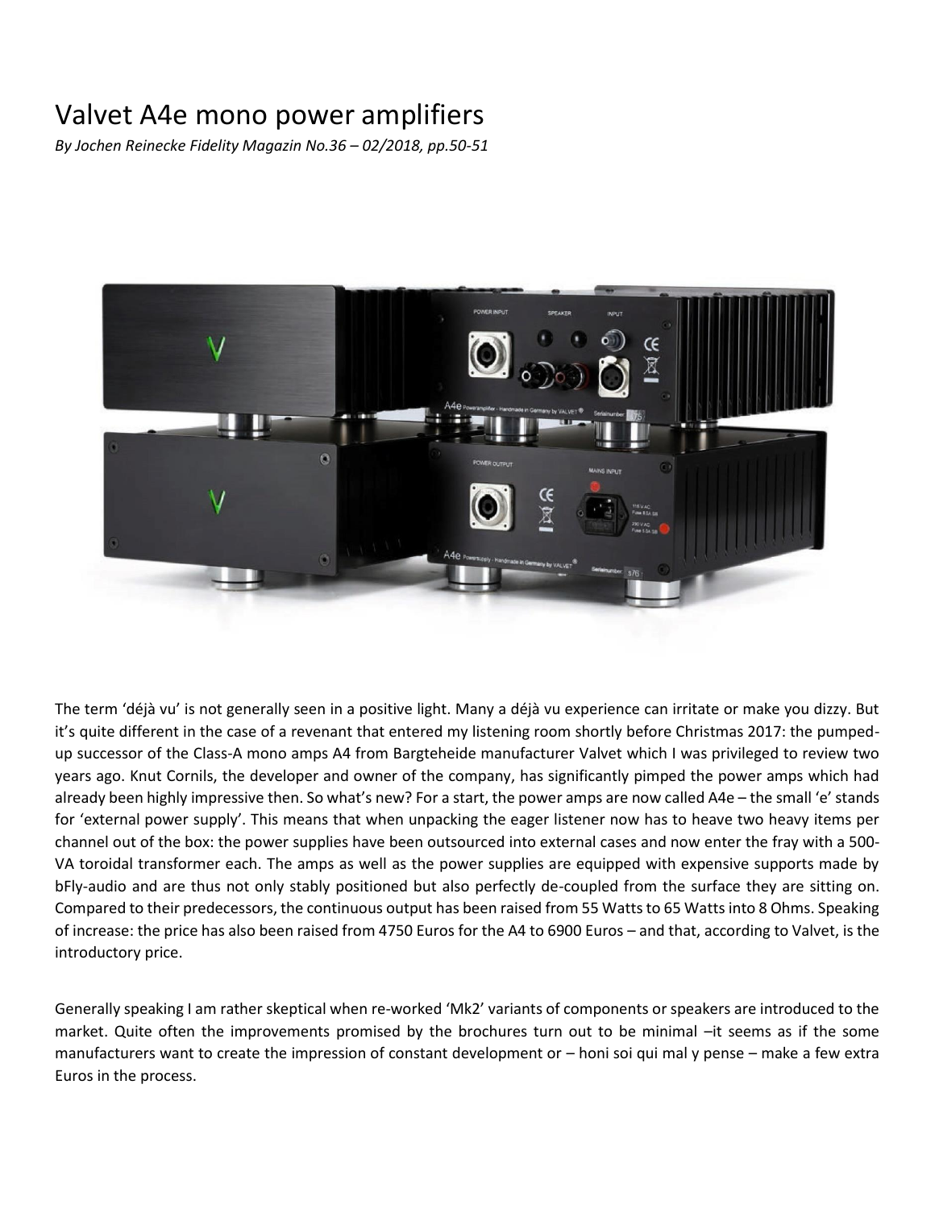# Valvet A4e mono power amplifiers

*By Jochen Reinecke Fidelity Magazin No.36 – 02/2018, pp.50-51*

The term 'déjà vu' is not generally seen in a positive light. Many a déjà vu experience can irritate or make you dizzy. But it's quite different in the case of a revenant that entered my listening room shortly before Christmas 2017: the pumped-up successor of the Class-A mono amps A4 from Bargteheide manufacturer Valvet which I was privileged to review two years ago. Knut Cornils, the developer and owner of the company, has significantly pimped the power amps which had already been highly impressive then. So what's new? For a start, the power amps are now called A4e – the small 'e' stands for 'external power supply'. This means that when unpacking the eager listener now has to heave two heavy items per channel out of the box: the power supplies have been outsourced into external cases and now enter the fray with a 500-VA toroidal transformer each. The amps as well as the power supplies are equipped with expensive supports made by bFly-audio and are thus not only stably positioned but also perfectly de-coupled from the surface they are sitting on. Compared to their predecessors, the continuous output has been raised from 55 Watts to 65 Watts into 8 Ohms. Speaking of increase: the price has also been raised from 4750 Euros for the A4 to 6900 Euros – and that, according to Valvet, is the introductory price.

Generally speaking I am rather skeptical when re-worked 'Mk2' variants of components or speakers are introduced to the market. Quite often the improvements promised by the brochures turn out to be minimal –it seems as if the some manufacturers want to create the impression of constant development or – honi soi qui mal y pense – make a few extra Euros in the process.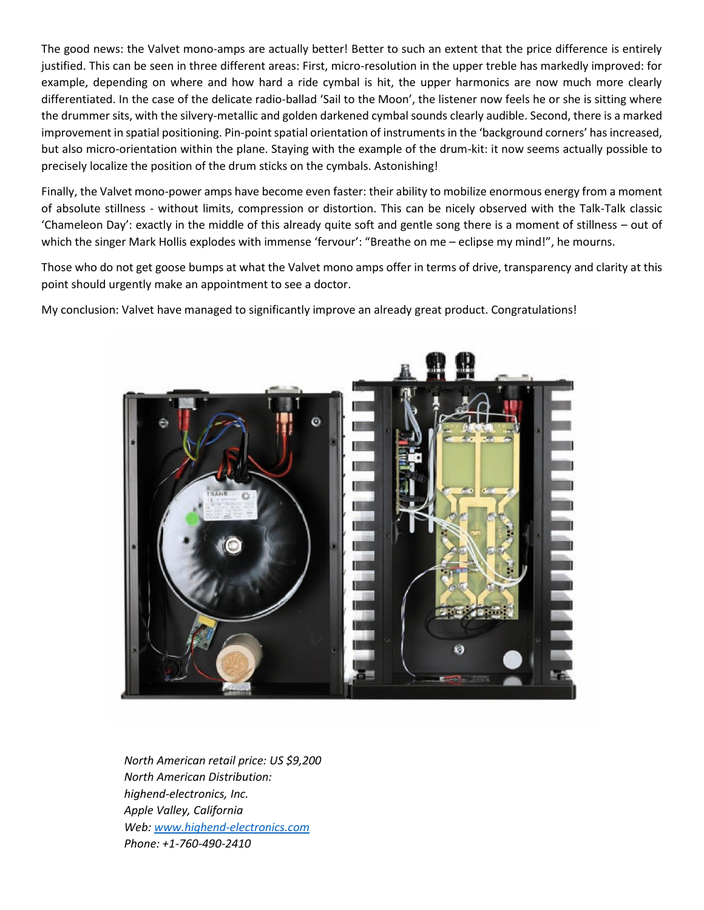The good news: the Valvet mono-amps are actually better! Better to such an extent that the price difference is entirely justified. This can be seen in three different areas: First, micro-resolution in the upper treble has markedly improved: for example, depending on where and how hard a ride cymbal is hit, the upper harmonics are now much more clearly differentiated. In the case of the delicate radio-ballad 'Sail to the Moon', the listener now feels he or she is sitting where the drummer sits, with the silvery-metallic and golden darkened cymbal sounds clearly audible. Second, there is a marked improvement in spatial positioning. Pin-point spatial orientation of instruments in the 'background corners' has increased, but also micro-orientation within the plane. Staying with the example of the drum-kit: it now seems actually possible to precisely localize the position of the drum sticks on the cymbals. Astonishing!

Finally, the Valvet mono-power amps have become even faster: their ability to mobilize enormous energy from a moment of absolute stillness - without limits, compression or distortion. This can be nicely observed with the Talk-Talk classic 'Chameleon Day': exactly in the middle of this already quite soft and gentle song there is a moment of stillness – out of which the singer Mark Hollis explodes with immense 'fervour': "Breathe on me – eclipse my mind!", he mourns.

Those who do not get goose bumps at what the Valvet mono amps offer in terms of drive, transparency and clarity at this point should urgently make an appointment to see a doctor.

My conclusion: Valvet have managed to significantly improve an already great product. Congratulations!

*North American retail price: US $9,200*
*North American Distribution:*
*highend-electronics, Inc.*
*Apple Valley, California*
*Web: www.highend-electronics.com*
*Phone: +1-760-490-2410*